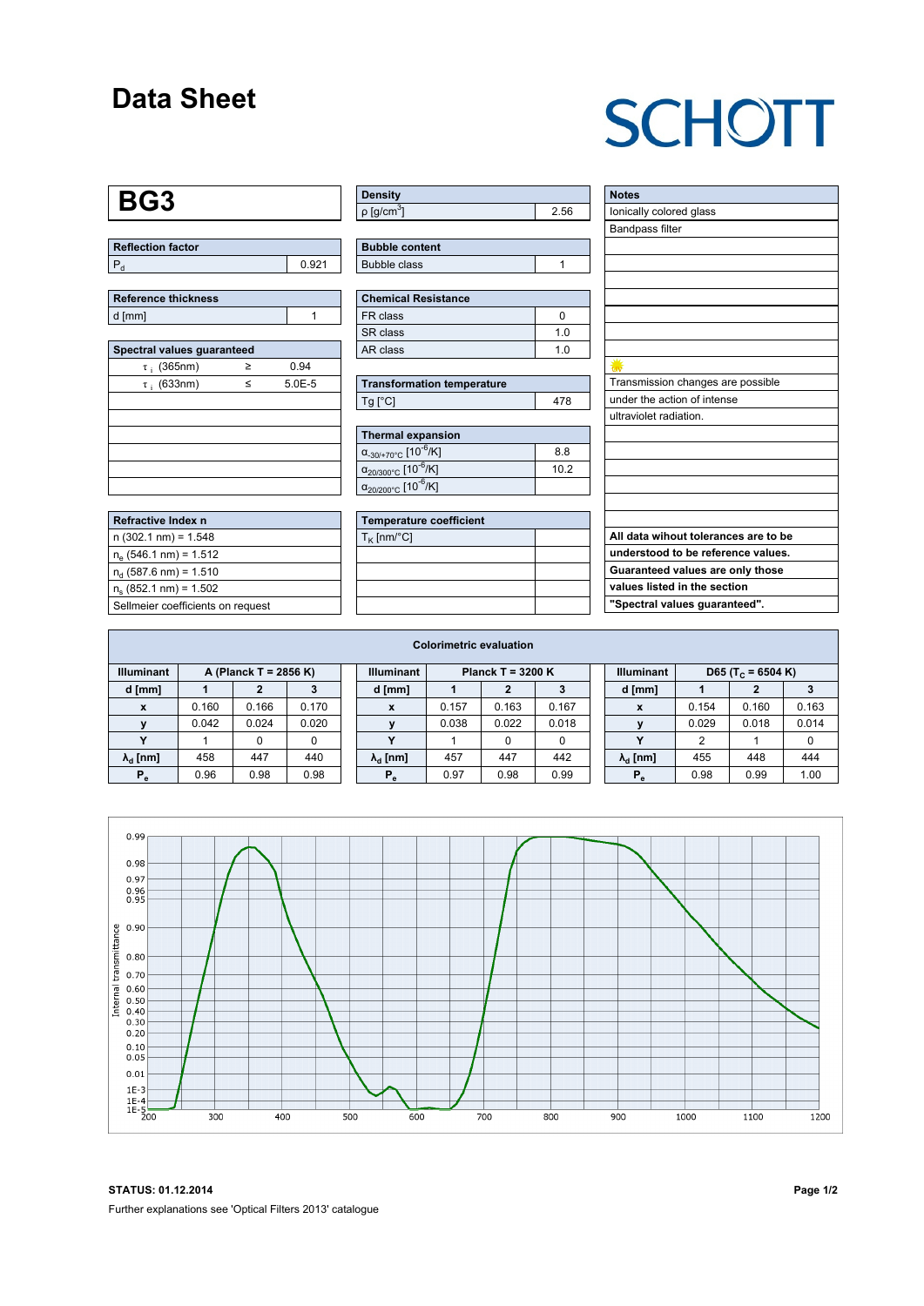# Data Sheet

SCHOTT

## BG3

| Reflection factor | |
|---|---|
| $P_d$ | 0.921 |

| Reference thickness | |
|---|---|
| d [mm] | 1 |

| Spectral values guaranteed | | |
|---|---|---|
| $\tau_i$ (365nm) | ≥ | 0.94 |
| $\tau_i$ (633nm) | ≤ | 5.0E-5 |

| Refractive Index n |
|---|
| n (302.1 nm) = 1.548 |
| $n_e$ (546.1 nm) = 1.512 |
| $n_d$ (587.6 nm) = 1.510 |
| $n_s$ (852.1 nm) = 1.502 |
| Sellmeier coefficients on request |

| Density | |
|---|---|
| ρ [g/cm³] | 2.56 |

| Bubble content | |
|---|---|
| Bubble class | 1 |

| Chemical Resistance | |
|---|---|
| FR class | 0 |
| SR class | 1.0 |
| AR class | 1.0 |

| Transformation temperature | |
|---|---|
| Tg [°C] | 478 |

| Thermal expansion | |
|---|---|
| $\alpha_{-30/+70°C}$ [$10^{-6}$/K] | 8.8 |
| $\alpha_{20/300°C}$ [$10^{-6}$/K] | 10.2 |
| $\alpha_{20/200°C}$ [$10^{-6}$/K] | |

| Temperature coefficient | |
|---|---|
| $T_K$ [nm/°C] | |

| Notes |
|---|
| Ionically colored glass |
| Bandpass filter |
| Transmission changes are possible |
| under the action of intense |
| ultraviolet radiation. |

**All data wihout tolerances are to be understood to be reference values. Guaranteed values are only those values listed in the section "Spectral values guaranteed".**

### Colorimetric evaluation

| Illuminant | A (Planck T = 2856 K) | | |
|---|---|---|---|
| d [mm] | 1 | 2 | 3 |
| x | 0.160 | 0.166 | 0.170 |
| y | 0.042 | 0.024 | 0.020 |
| Y | 1 | 0 | 0 |
| $\lambda_d$ [nm] | 458 | 447 | 440 |
| $P_e$ | 0.96 | 0.98 | 0.98 |

| Illuminant | Planck T = 3200 K | | |
|---|---|---|---|
| d [mm] | 1 | 2 | 3 |
| x | 0.157 | 0.163 | 0.167 |
| y | 0.038 | 0.022 | 0.018 |
| Y | 1 | 0 | 0 |
| $\lambda_d$ [nm] | 457 | 447 | 442 |
| $P_e$ | 0.97 | 0.98 | 0.99 |

| Illuminant | D65 ($T_C$ = 6504 K) | | |
|---|---|---|---|
| d [mm] | 1 | 2 | 3 |
| x | 0.154 | 0.160 | 0.163 |
| y | 0.029 | 0.018 | 0.014 |
| Y | 2 | 1 | 0 |
| $\lambda_d$ [nm] | 455 | 448 | 444 |
| $P_e$ | 0.98 | 0.99 | 1.00 |

**STATUS: 01.12.2014**

Further explanations see 'Optical Filters 2013' catalogue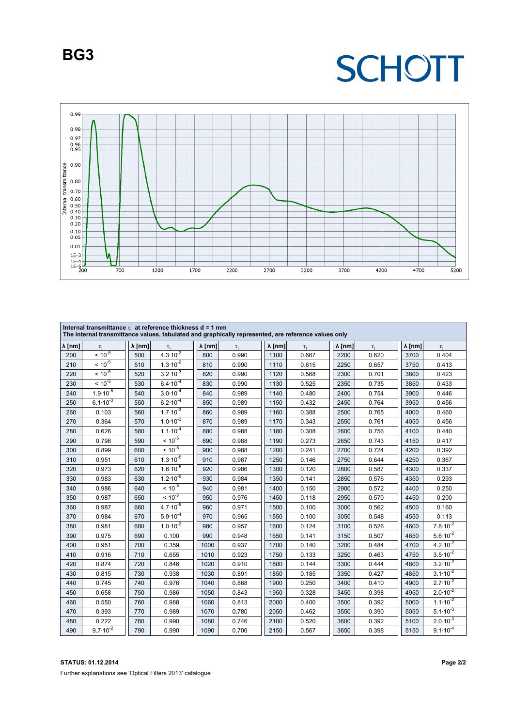# BG3

SCHOTT

0.99
0.98
0.97
0.96
0.95
0.90
0.80
0.70
0.60
0.50
0.40
0.30
0.20
0.10
0.05
0.01
1E-3
1E-4
1E-5

Internal transmittance

200 700 1200 1700 2200 2700 3200 3700 4200 4700 5200

**Internal transmittance $\tau_i$ at reference thickness d = 1 mm**
**The internal transmittance values, tabulated and graphically represented, are reference values only**

| λ [nm] | $\tau_i$ | λ [nm] | $\tau_i$ | λ [nm] | $\tau_i$ | λ [nm] | $\tau_i$ | λ [nm] | $\tau_i$ | λ [nm] | $\tau_i$ |
|---|---|---|---|---|---|---|---|---|---|---|---|
| 200 | $< 10^{-5}$ | 500 | $4.3 \cdot 10^{-2}$ | 800 | 0.990 | 1100 | 0.667 | 2200 | 0.620 | 3700 | 0.404 |
| 210 | $< 10^{-5}$ | 510 | $1.3 \cdot 10^{-2}$ | 810 | 0.990 | 1110 | 0.615 | 2250 | 0.657 | 3750 | 0.413 |
| 220 | $< 10^{-5}$ | 520 | $3.2 \cdot 10^{-3}$ | 820 | 0.990 | 1120 | 0.568 | 2300 | 0.701 | 3800 | 0.423 |
| 230 | $< 10^{-5}$ | 530 | $6.4 \cdot 10^{-4}$ | 830 | 0.990 | 1130 | 0.525 | 2350 | 0.735 | 3850 | 0.433 |
| 240 | $1.9 \cdot 10^{-5}$ | 540 | $3.0 \cdot 10^{-4}$ | 840 | 0.989 | 1140 | 0.480 | 2400 | 0.754 | 3900 | 0.446 |
| 250 | $6.1 \cdot 10^{-3}$ | 550 | $6.2 \cdot 10^{-4}$ | 850 | 0.989 | 1150 | 0.432 | 2450 | 0.764 | 3950 | 0.456 |
| 260 | 0.103 | 560 | $1.7 \cdot 10^{-3}$ | 860 | 0.989 | 1160 | 0.388 | 2500 | 0.765 | 4000 | 0.460 |
| 270 | 0.364 | 570 | $1.0 \cdot 10^{-3}$ | 870 | 0.989 | 1170 | 0.343 | 2550 | 0.761 | 4050 | 0.456 |
| 280 | 0.626 | 580 | $1.1 \cdot 10^{-4}$ | 880 | 0.988 | 1180 | 0.308 | 2600 | 0.756 | 4100 | 0.440 |
| 290 | 0.798 | 590 | $< 10^{-5}$ | 890 | 0.988 | 1190 | 0.273 | 2650 | 0.743 | 4150 | 0.417 |
| 300 | 0.899 | 600 | $< 10^{-5}$ | 900 | 0.988 | 1200 | 0.241 | 2700 | 0.724 | 4200 | 0.392 |
| 310 | 0.951 | 610 | $1.3 \cdot 10^{-5}$ | 910 | 0.987 | 1250 | 0.146 | 2750 | 0.644 | 4250 | 0.367 |
| 320 | 0.973 | 620 | $1.6 \cdot 10^{-5}$ | 920 | 0.986 | 1300 | 0.120 | 2800 | 0.587 | 4300 | 0.337 |
| 330 | 0.983 | 630 | $1.2 \cdot 10^{-5}$ | 930 | 0.984 | 1350 | 0.141 | 2850 | 0.576 | 4350 | 0.293 |
| 340 | 0.986 | 640 | $< 10^{-5}$ | 940 | 0.981 | 1400 | 0.150 | 2900 | 0.572 | 4400 | 0.250 |
| 350 | 0.987 | 650 | $< 10^{-5}$ | 950 | 0.976 | 1450 | 0.118 | 2950 | 0.570 | 4450 | 0.200 |
| 360 | 0.987 | 660 | $4.7 \cdot 10^{-5}$ | 960 | 0.971 | 1500 | 0.100 | 3000 | 0.562 | 4500 | 0.160 |
| 370 | 0.984 | 670 | $5.9 \cdot 10^{-4}$ | 970 | 0.965 | 1550 | 0.100 | 3050 | 0.548 | 4550 | 0.113 |
| 380 | 0.981 | 680 | $1.0 \cdot 10^{-2}$ | 980 | 0.957 | 1600 | 0.124 | 3100 | 0.526 | 4600 | $7.8 \cdot 10^{-2}$ |
| 390 | 0.975 | 690 | 0.100 | 990 | 0.948 | 1650 | 0.141 | 3150 | 0.507 | 4650 | $5.6 \cdot 10^{-2}$ |
| 400 | 0.951 | 700 | 0.359 | 1000 | 0.937 | 1700 | 0.140 | 3200 | 0.484 | 4700 | $4.2 \cdot 10^{-2}$ |
| 410 | 0.916 | 710 | 0.655 | 1010 | 0.923 | 1750 | 0.133 | 3250 | 0.463 | 4750 | $3.5 \cdot 10^{-2}$ |
| 420 | 0.874 | 720 | 0.846 | 1020 | 0.910 | 1800 | 0.144 | 3300 | 0.444 | 4800 | $3.2 \cdot 10^{-2}$ |
| 430 | 0.815 | 730 | 0.938 | 1030 | 0.891 | 1850 | 0.185 | 3350 | 0.427 | 4850 | $3.1 \cdot 10^{-2}$ |
| 440 | 0.745 | 740 | 0.976 | 1040 | 0.868 | 1900 | 0.250 | 3400 | 0.410 | 4900 | $2.7 \cdot 10^{-2}$ |
| 450 | 0.658 | 750 | 0.986 | 1050 | 0.843 | 1950 | 0.328 | 3450 | 0.398 | 4950 | $2.0 \cdot 10^{-2}$ |
| 460 | 0.550 | 760 | 0.988 | 1060 | 0.813 | 2000 | 0.400 | 3500 | 0.392 | 5000 | $1.1 \cdot 10^{-2}$ |
| 470 | 0.393 | 770 | 0.989 | 1070 | 0.780 | 2050 | 0.462 | 3550 | 0.390 | 5050 | $5.1 \cdot 10^{-3}$ |
| 480 | 0.222 | 780 | 0.990 | 1080 | 0.746 | 2100 | 0.520 | 3600 | 0.392 | 5100 | $2.0 \cdot 10^{-3}$ |
| 490 | $9.7 \cdot 10^{-2}$ | 790 | 0.990 | 1090 | 0.706 | 2150 | 0.567 | 3650 | 0.398 | 5150 | $9.1 \cdot 10^{-4}$ |

**STATUS: 01.12.2014**

Further explanations see 'Optical Filters 2013' catalogue